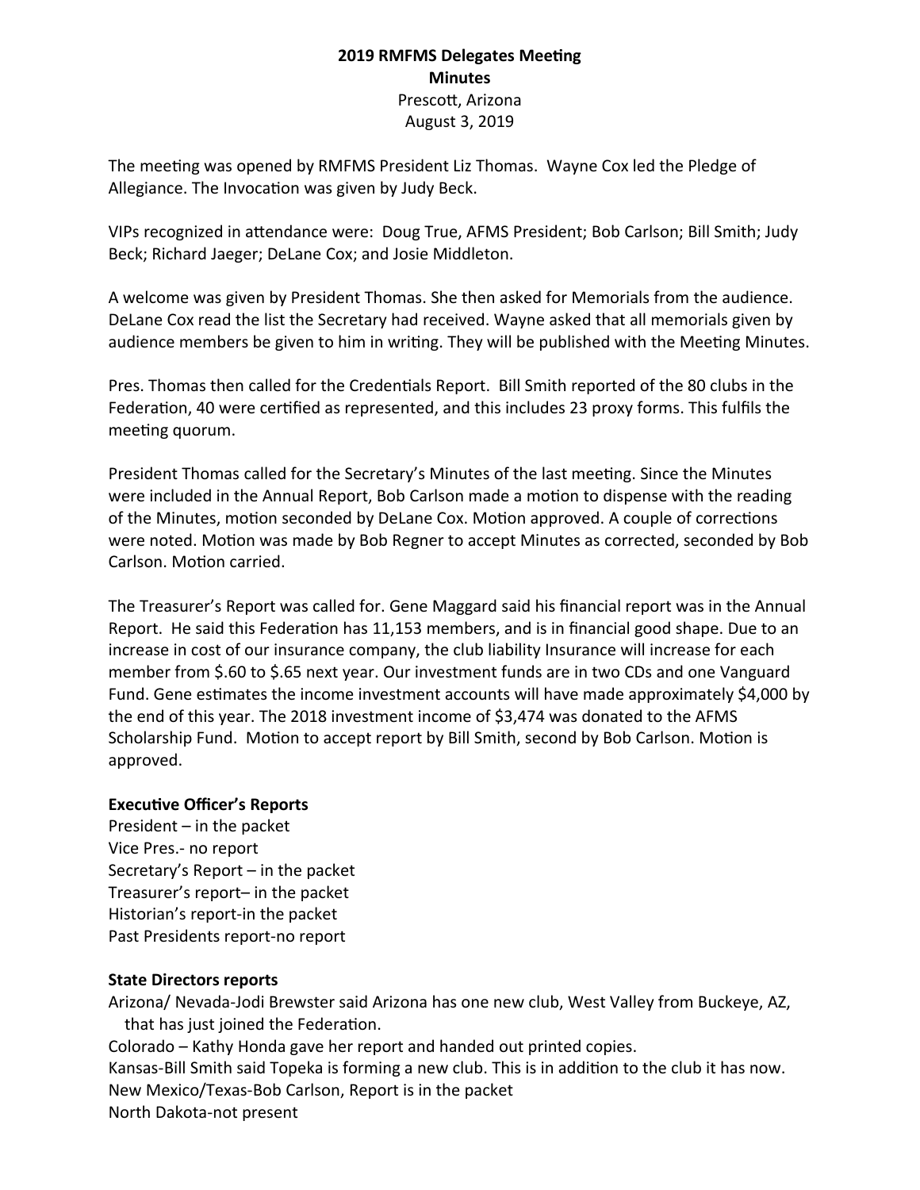# 2019 RMFMS Delegates Meeting

## Minutes

Prescott, Arizona
August 3, 2019

The meeting was opened by RMFMS President Liz Thomas. Wayne Cox led the Pledge of Allegiance. The Invocation was given by Judy Beck.

VIPs recognized in attendance were: Doug True, AFMS President; Bob Carlson; Bill Smith; Judy Beck; Richard Jaeger; DeLane Cox; and Josie Middleton.

A welcome was given by President Thomas. She then asked for Memorials from the audience. DeLane Cox read the list the Secretary had received. Wayne asked that all memorials given by audience members be given to him in writing. They will be published with the Meeting Minutes.

Pres. Thomas then called for the Credentials Report. Bill Smith reported of the 80 clubs in the Federation, 40 were certified as represented, and this includes 23 proxy forms. This fulfils the meeting quorum.

President Thomas called for the Secretary's Minutes of the last meeting. Since the Minutes were included in the Annual Report, Bob Carlson made a motion to dispense with the reading of the Minutes, motion seconded by DeLane Cox. Motion approved. A couple of corrections were noted. Motion was made by Bob Regner to accept Minutes as corrected, seconded by Bob Carlson. Motion carried.

The Treasurer's Report was called for. Gene Maggard said his financial report was in the Annual Report. He said this Federation has 11,153 members, and is in financial good shape. Due to an increase in cost of our insurance company, the club liability Insurance will increase for each member from $.60 to $.65 next year. Our investment funds are in two CDs and one Vanguard Fund. Gene estimates the income investment accounts will have made approximately $4,000 by the end of this year. The 2018 investment income of $3,474 was donated to the AFMS Scholarship Fund. Motion to accept report by Bill Smith, second by Bob Carlson. Motion is approved.

**Executive Officer's Reports**

President – in the packet
Vice Pres.- no report
Secretary's Report – in the packet
Treasurer's report– in the packet
Historian's report-in the packet
Past Presidents report-no report

**State Directors reports**

Arizona/ Nevada-Jodi Brewster said Arizona has one new club, West Valley from Buckeye, AZ, that has just joined the Federation.
Colorado – Kathy Honda gave her report and handed out printed copies.
Kansas-Bill Smith said Topeka is forming a new club. This is in addition to the club it has now.
New Mexico/Texas-Bob Carlson, Report is in the packet
North Dakota-not present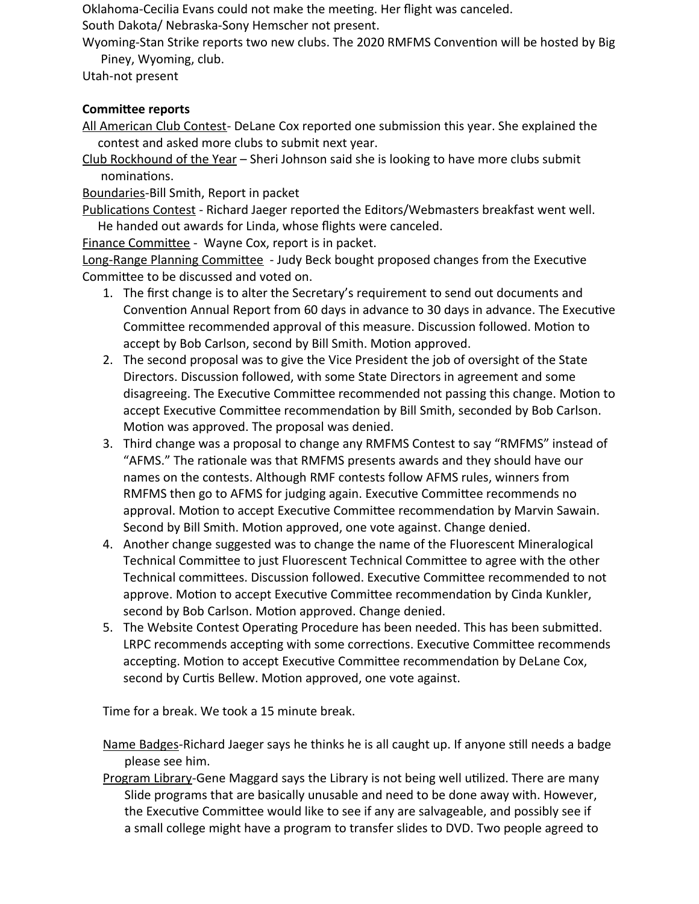Oklahoma-Cecilia Evans could not make the meeting. Her flight was canceled.

South Dakota/ Nebraska-Sony Hemscher not present.

Wyoming-Stan Strike reports two new clubs. The 2020 RMFMS Convention will be hosted by Big Piney, Wyoming, club.

Utah-not present

**Committee reports**

All American Club Contest- DeLane Cox reported one submission this year. She explained the contest and asked more clubs to submit next year.

Club Rockhound of the Year – Sheri Johnson said she is looking to have more clubs submit nominations.

Boundaries-Bill Smith, Report in packet

Publications Contest - Richard Jaeger reported the Editors/Webmasters breakfast went well. He handed out awards for Linda, whose flights were canceled.

Finance Committee - Wayne Cox, report is in packet.

Long-Range Planning Committee - Judy Beck bought proposed changes from the Executive Committee to be discussed and voted on.

1. The first change is to alter the Secretary's requirement to send out documents and Convention Annual Report from 60 days in advance to 30 days in advance. The Executive Committee recommended approval of this measure. Discussion followed. Motion to accept by Bob Carlson, second by Bill Smith. Motion approved.
2. The second proposal was to give the Vice President the job of oversight of the State Directors. Discussion followed, with some State Directors in agreement and some disagreeing. The Executive Committee recommended not passing this change. Motion to accept Executive Committee recommendation by Bill Smith, seconded by Bob Carlson. Motion was approved. The proposal was denied.
3. Third change was a proposal to change any RMFMS Contest to say "RMFMS" instead of "AFMS." The rationale was that RMFMS presents awards and they should have our names on the contests. Although RMF contests follow AFMS rules, winners from RMFMS then go to AFMS for judging again. Executive Committee recommends no approval. Motion to accept Executive Committee recommendation by Marvin Sawain. Second by Bill Smith. Motion approved, one vote against. Change denied.
4. Another change suggested was to change the name of the Fluorescent Mineralogical Technical Committee to just Fluorescent Technical Committee to agree with the other Technical committees. Discussion followed. Executive Committee recommended to not approve. Motion to accept Executive Committee recommendation by Cinda Kunkler, second by Bob Carlson. Motion approved. Change denied.
5. The Website Contest Operating Procedure has been needed. This has been submitted. LRPC recommends accepting with some corrections. Executive Committee recommends accepting. Motion to accept Executive Committee recommendation by DeLane Cox, second by Curtis Bellew. Motion approved, one vote against.

Time for a break. We took a 15 minute break.

Name Badges-Richard Jaeger says he thinks he is all caught up. If anyone still needs a badge please see him.

Program Library-Gene Maggard says the Library is not being well utilized. There are many Slide programs that are basically unusable and need to be done away with. However, the Executive Committee would like to see if any are salvageable, and possibly see if a small college might have a program to transfer slides to DVD. Two people agreed to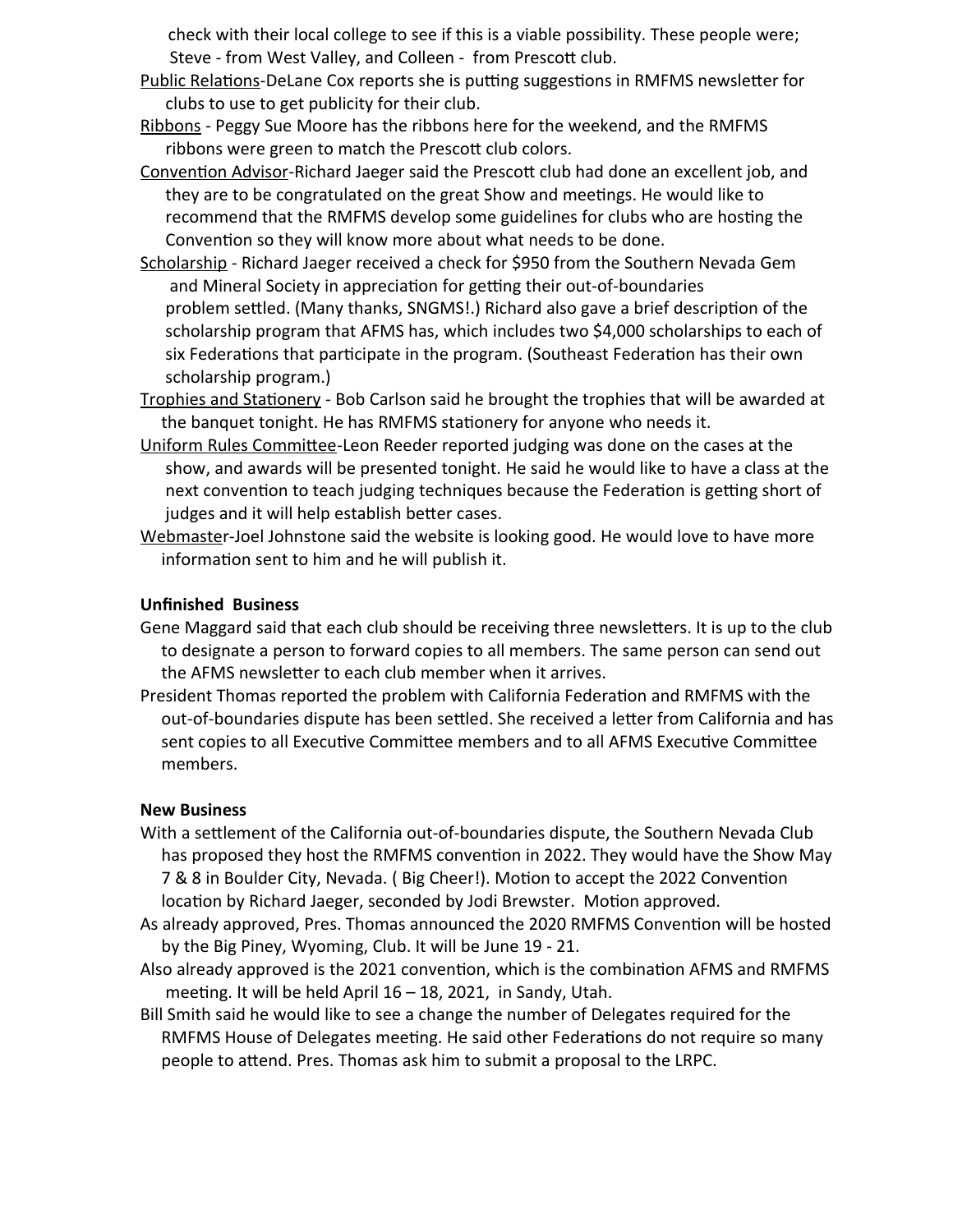check with their local college to see if this is a viable possibility. These people were; Steve - from West Valley, and Colleen - from Prescott club.

<u>Public Relations</u>-DeLane Cox reports she is putting suggestions in RMFMS newsletter for clubs to use to get publicity for their club.

<u>Ribbons</u> - Peggy Sue Moore has the ribbons here for the weekend, and the RMFMS ribbons were green to match the Prescott club colors.

<u>Convention Advisor</u>-Richard Jaeger said the Prescott club had done an excellent job, and they are to be congratulated on the great Show and meetings. He would like to recommend that the RMFMS develop some guidelines for clubs who are hosting the Convention so they will know more about what needs to be done.

<u>Scholarship</u> - Richard Jaeger received a check for $950 from the Southern Nevada Gem and Mineral Society in appreciation for getting their out-of-boundaries problem settled. (Many thanks, SNGMS!.) Richard also gave a brief description of the scholarship program that AFMS has, which includes two $4,000 scholarships to each of six Federations that participate in the program. (Southeast Federation has their own scholarship program.)

<u>Trophies and Stationery</u> - Bob Carlson said he brought the trophies that will be awarded at the banquet tonight. He has RMFMS stationery for anyone who needs it.

<u>Uniform Rules Committee</u>-Leon Reeder reported judging was done on the cases at the show, and awards will be presented tonight. He said he would like to have a class at the next convention to teach judging techniques because the Federation is getting short of judges and it will help establish better cases.

<u>Webmaster</u>-Joel Johnstone said the website is looking good. He would love to have more information sent to him and he will publish it.

**Unfinished Business**

Gene Maggard said that each club should be receiving three newsletters. It is up to the club to designate a person to forward copies to all members. The same person can send out the AFMS newsletter to each club member when it arrives.

President Thomas reported the problem with California Federation and RMFMS with the out-of-boundaries dispute has been settled. She received a letter from California and has sent copies to all Executive Committee members and to all AFMS Executive Committee members.

**New Business**

With a settlement of the California out-of-boundaries dispute, the Southern Nevada Club has proposed they host the RMFMS convention in 2022. They would have the Show May 7 & 8 in Boulder City, Nevada. ( Big Cheer!). Motion to accept the 2022 Convention location by Richard Jaeger, seconded by Jodi Brewster. Motion approved.

As already approved, Pres. Thomas announced the 2020 RMFMS Convention will be hosted by the Big Piney, Wyoming, Club. It will be June 19 - 21.

Also already approved is the 2021 convention, which is the combination AFMS and RMFMS meeting. It will be held April 16 – 18, 2021, in Sandy, Utah.

Bill Smith said he would like to see a change the number of Delegates required for the RMFMS House of Delegates meeting. He said other Federations do not require so many people to attend. Pres. Thomas ask him to submit a proposal to the LRPC.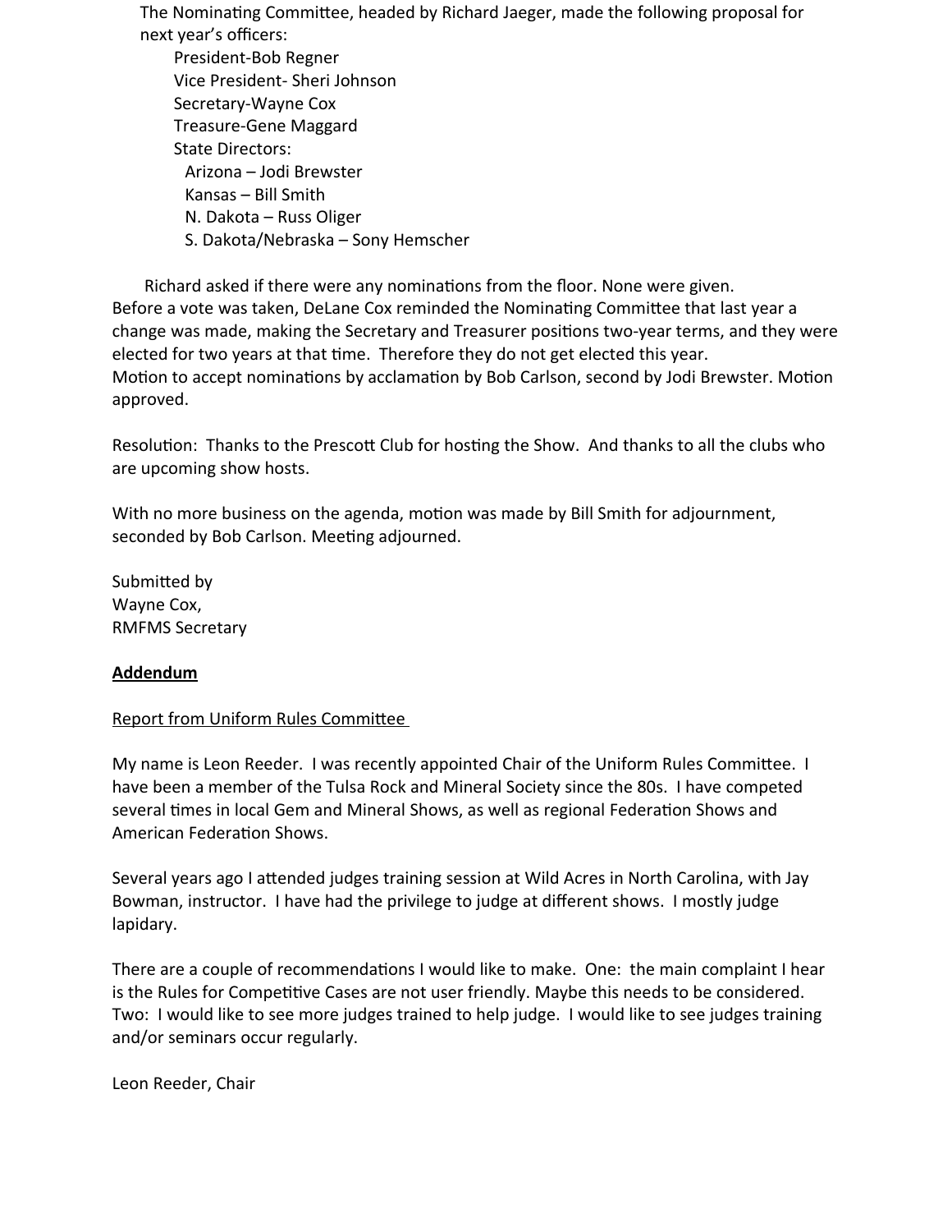The Nominating Committee, headed by Richard Jaeger, made the following proposal for next year's officers:

- President-Bob Regner
- Vice President- Sheri Johnson
- Secretary-Wayne Cox
- Treasure-Gene Maggard
- State Directors:
  - Arizona – Jodi Brewster
  - Kansas – Bill Smith
  - N. Dakota – Russ Oliger
  - S. Dakota/Nebraska – Sony Hemscher

Richard asked if there were any nominations from the floor. None were given.
Before a vote was taken, DeLane Cox reminded the Nominating Committee that last year a change was made, making the Secretary and Treasurer positions two-year terms, and they were elected for two years at that time. Therefore they do not get elected this year.
Motion to accept nominations by acclamation by Bob Carlson, second by Jodi Brewster. Motion approved.

Resolution: Thanks to the Prescott Club for hosting the Show. And thanks to all the clubs who are upcoming show hosts.

With no more business on the agenda, motion was made by Bill Smith for adjournment, seconded by Bob Carlson. Meeting adjourned.

Submitted by
Wayne Cox,
RMFMS Secretary

## Addendum

### Report from Uniform Rules Committee

My name is Leon Reeder. I was recently appointed Chair of the Uniform Rules Committee. I have been a member of the Tulsa Rock and Mineral Society since the 80s. I have competed several times in local Gem and Mineral Shows, as well as regional Federation Shows and American Federation Shows.

Several years ago I attended judges training session at Wild Acres in North Carolina, with Jay Bowman, instructor. I have had the privilege to judge at different shows. I mostly judge lapidary.

There are a couple of recommendations I would like to make. One: the main complaint I hear is the Rules for Competitive Cases are not user friendly. Maybe this needs to be considered. Two: I would like to see more judges trained to help judge. I would like to see judges training and/or seminars occur regularly.

Leon Reeder, Chair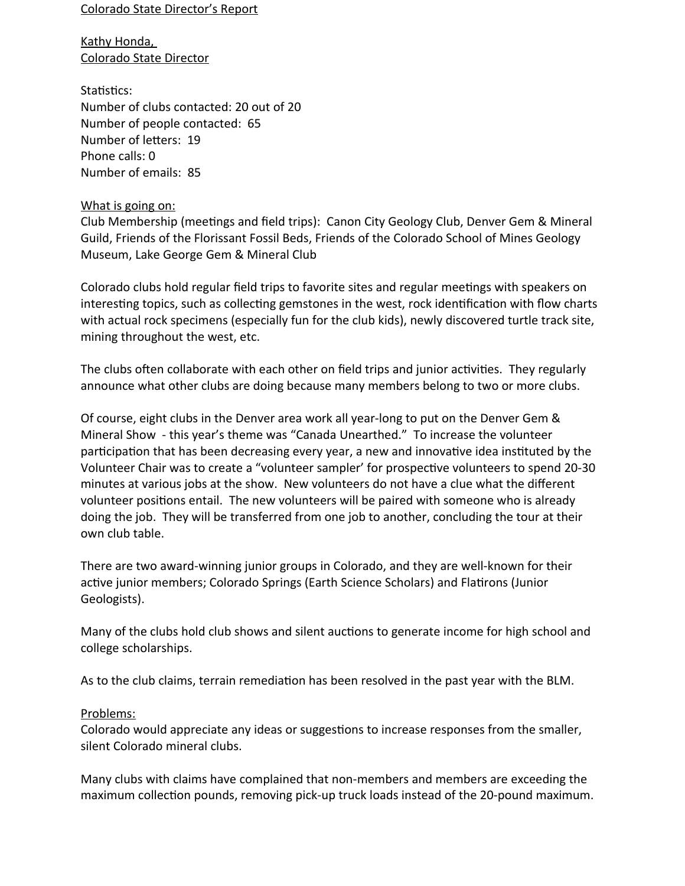Colorado State Director's Report

Kathy Honda,
Colorado State Director

Statistics:
Number of clubs contacted: 20 out of 20
Number of people contacted: 65
Number of letters: 19
Phone calls: 0
Number of emails: 85

What is going on:
Club Membership (meetings and field trips): Canon City Geology Club, Denver Gem & Mineral Guild, Friends of the Florissant Fossil Beds, Friends of the Colorado School of Mines Geology Museum, Lake George Gem & Mineral Club

Colorado clubs hold regular field trips to favorite sites and regular meetings with speakers on interesting topics, such as collecting gemstones in the west, rock identification with flow charts with actual rock specimens (especially fun for the club kids), newly discovered turtle track site, mining throughout the west, etc.

The clubs often collaborate with each other on field trips and junior activities. They regularly announce what other clubs are doing because many members belong to two or more clubs.

Of course, eight clubs in the Denver area work all year-long to put on the Denver Gem & Mineral Show - this year's theme was "Canada Unearthed." To increase the volunteer participation that has been decreasing every year, a new and innovative idea instituted by the Volunteer Chair was to create a "volunteer sampler' for prospective volunteers to spend 20-30 minutes at various jobs at the show. New volunteers do not have a clue what the different volunteer positions entail. The new volunteers will be paired with someone who is already doing the job. They will be transferred from one job to another, concluding the tour at their own club table.

There are two award-winning junior groups in Colorado, and they are well-known for their active junior members; Colorado Springs (Earth Science Scholars) and Flatirons (Junior Geologists).

Many of the clubs hold club shows and silent auctions to generate income for high school and college scholarships.

As to the club claims, terrain remediation has been resolved in the past year with the BLM.

Problems:
Colorado would appreciate any ideas or suggestions to increase responses from the smaller, silent Colorado mineral clubs.

Many clubs with claims have complained that non-members and members are exceeding the maximum collection pounds, removing pick-up truck loads instead of the 20-pound maximum.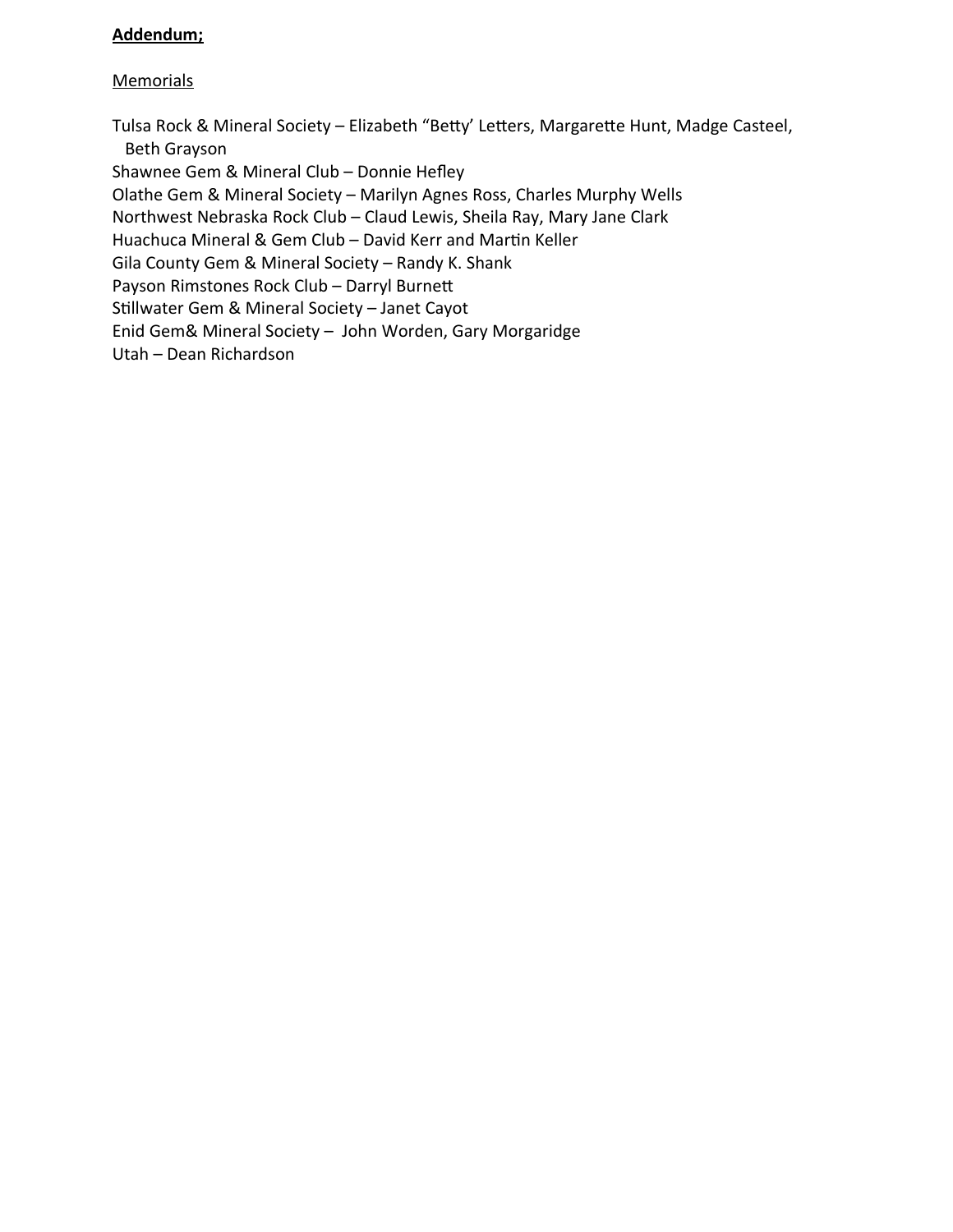**Addendum;**

Memorials

Tulsa Rock & Mineral Society – Elizabeth “Betty’ Letters, Margarette Hunt, Madge Casteel, Beth Grayson
Shawnee Gem & Mineral Club – Donnie Hefley
Olathe Gem & Mineral Society – Marilyn Agnes Ross, Charles Murphy Wells
Northwest Nebraska Rock Club – Claud Lewis, Sheila Ray, Mary Jane Clark
Huachuca Mineral & Gem Club – David Kerr and Martin Keller
Gila County Gem & Mineral Society – Randy K. Shank
Payson Rimstones Rock Club – Darryl Burnett
Stillwater Gem & Mineral Society – Janet Cayot
Enid Gem& Mineral Society – John Worden, Gary Morgaridge
Utah – Dean Richardson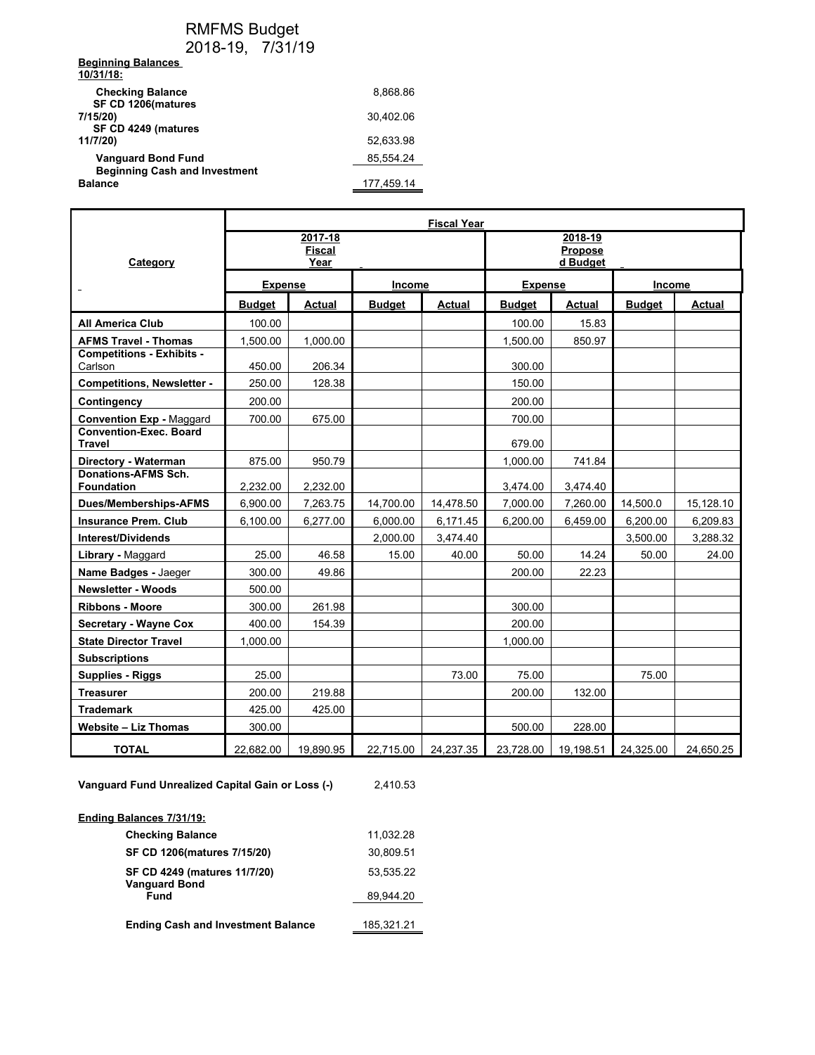# RMFMS Budget
## 2018-19, 7/31/19

**Beginning Balances 10/31/18:**

| | |
|---|---|
| **Checking Balance** | 8,868.86 |
| **SF CD 1206(matures 7/15/20)** | 30,402.06 |
| **SF CD 4249 (matures 11/7/20)** | 52,633.98 |
| **Vanguard Bond Fund** | 85,554.24 |
| **Beginning Cash and Investment Balance** | 177,459.14 |

| Category | Fiscal Year | | | | | | | |
|---|---|---|---|---|---|---|---|---|
| | 2017-18 Fiscal Year | | | | 2018-19 Proposed Budget | | | |
| | Expense | | Income | | Expense | | Income | |
| | Budget | Actual | Budget | Actual | Budget | Actual | Budget | Actual |
| **All America Club** | 100.00 | | | | 100.00 | 15.83 | | |
| **AFMS Travel - Thomas** | 1,500.00 | 1,000.00 | | | 1,500.00 | 850.97 | | |
| **Competitions - Exhibits -** Carlson | 450.00 | 206.34 | | | 300.00 | | | |
| **Competitions, Newsletter -** | 250.00 | 128.38 | | | 150.00 | | | |
| **Contingency** | 200.00 | | | | 200.00 | | | |
| **Convention Exp -** Maggard | 700.00 | 675.00 | | | 700.00 | | | |
| **Convention-Exec. Board Travel** | | | | | 679.00 | | | |
| **Directory - Waterman** | 875.00 | 950.79 | | | 1,000.00 | 741.84 | | |
| **Donations-AFMS Sch. Foundation** | 2,232.00 | 2,232.00 | | | 3,474.00 | 3,474.40 | | |
| **Dues/Memberships-AFMS** | 6,900.00 | 7,263.75 | 14,700.00 | 14,478.50 | 7,000.00 | 7,260.00 | 14,500.0 | 15,128.10 |
| **Insurance Prem. Club** | 6,100.00 | 6,277.00 | 6,000.00 | 6,171.45 | 6,200.00 | 6,459.00 | 6,200.00 | 6,209.83 |
| **Interest/Dividends** | | | 2,000.00 | 3,474.40 | | | 3,500.00 | 3,288.32 |
| **Library -** Maggard | 25.00 | 46.58 | 15.00 | 40.00 | 50.00 | 14.24 | 50.00 | 24.00 |
| **Name Badges -** Jaeger | 300.00 | 49.86 | | | 200.00 | 22.23 | | |
| **Newsletter - Woods** | 500.00 | | | | | | | |
| **Ribbons - Moore** | 300.00 | 261.98 | | | 300.00 | | | |
| **Secretary - Wayne Cox** | 400.00 | 154.39 | | | 200.00 | | | |
| **State Director Travel** | 1,000.00 | | | | 1,000.00 | | | |
| **Subscriptions** | | | | | | | | |
| **Supplies - Riggs** | 25.00 | | | 73.00 | 75.00 | | 75.00 | |
| **Treasurer** | 200.00 | 219.88 | | | 200.00 | 132.00 | | |
| **Trademark** | 425.00 | 425.00 | | | | | | |
| **Website – Liz Thomas** | 300.00 | | | | 500.00 | 228.00 | | |
| **TOTAL** | 22,682.00 | 19,890.95 | 22,715.00 | 24,237.35 | 23,728.00 | 19,198.51 | 24,325.00 | 24,650.25 |

**Vanguard Fund Unrealized Capital Gain or Loss (-)** 2,410.53

**Ending Balances 7/31/19:**

| | |
|---|---|
| **Checking Balance** | 11,032.28 |
| **SF CD 1206(matures 7/15/20)** | 30,809.51 |
| **SF CD 4249 (matures 11/7/20)** | 53,535.22 |
| **Vanguard Bond Fund** | 89,944.20 |
| **Ending Cash and Investment Balance** | 185,321.21 |